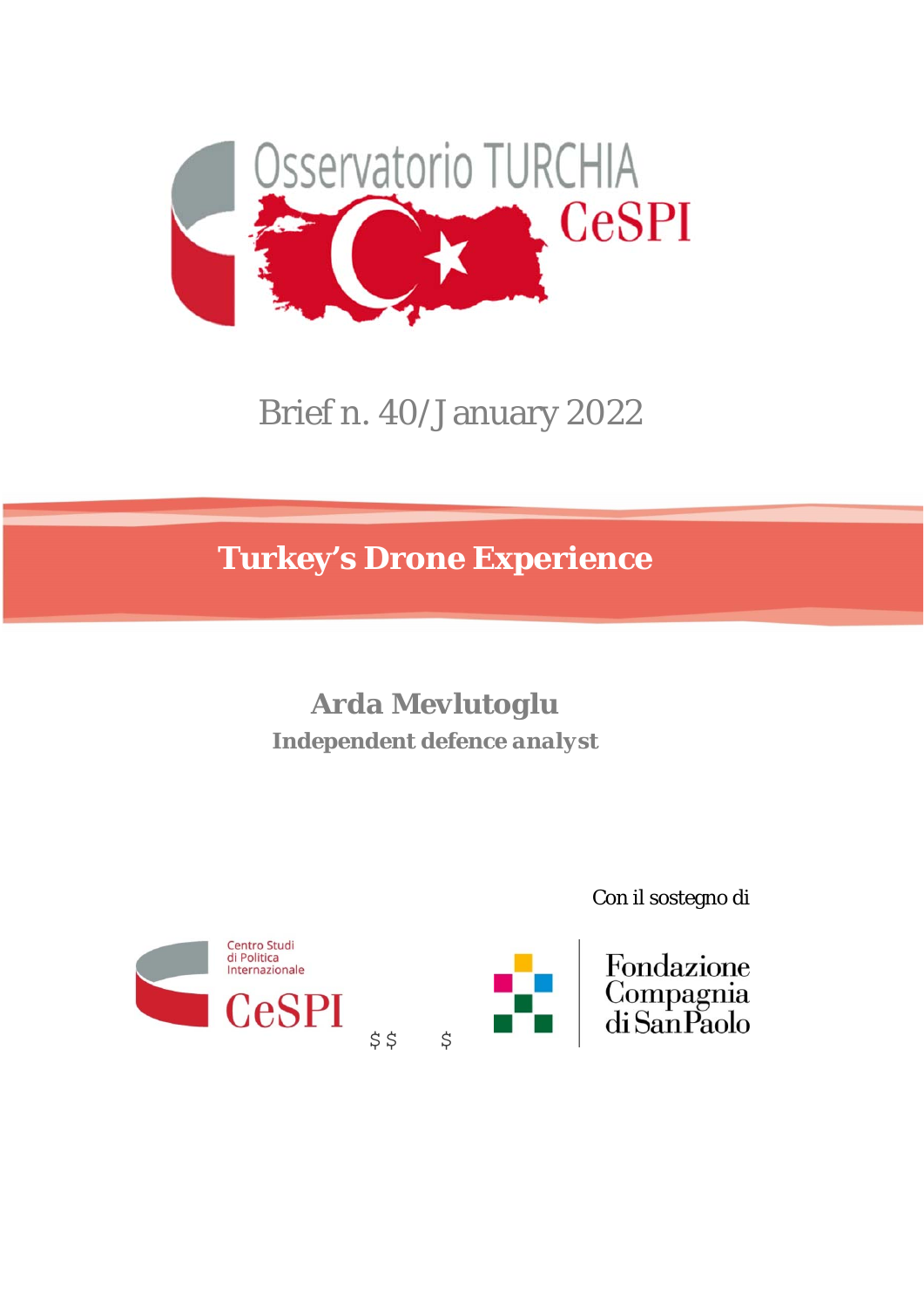Osservatorio TURCHIA

CeSPI

Brief n. 40/January 2022

# Turkey's Drone Experience

**Arda Mevlutoglu**

**Independent defence analyst**

Con il sostegno di

Centro Studi di Politica Internazionale

CeSPI

Fondazione Compagnia di San Paolo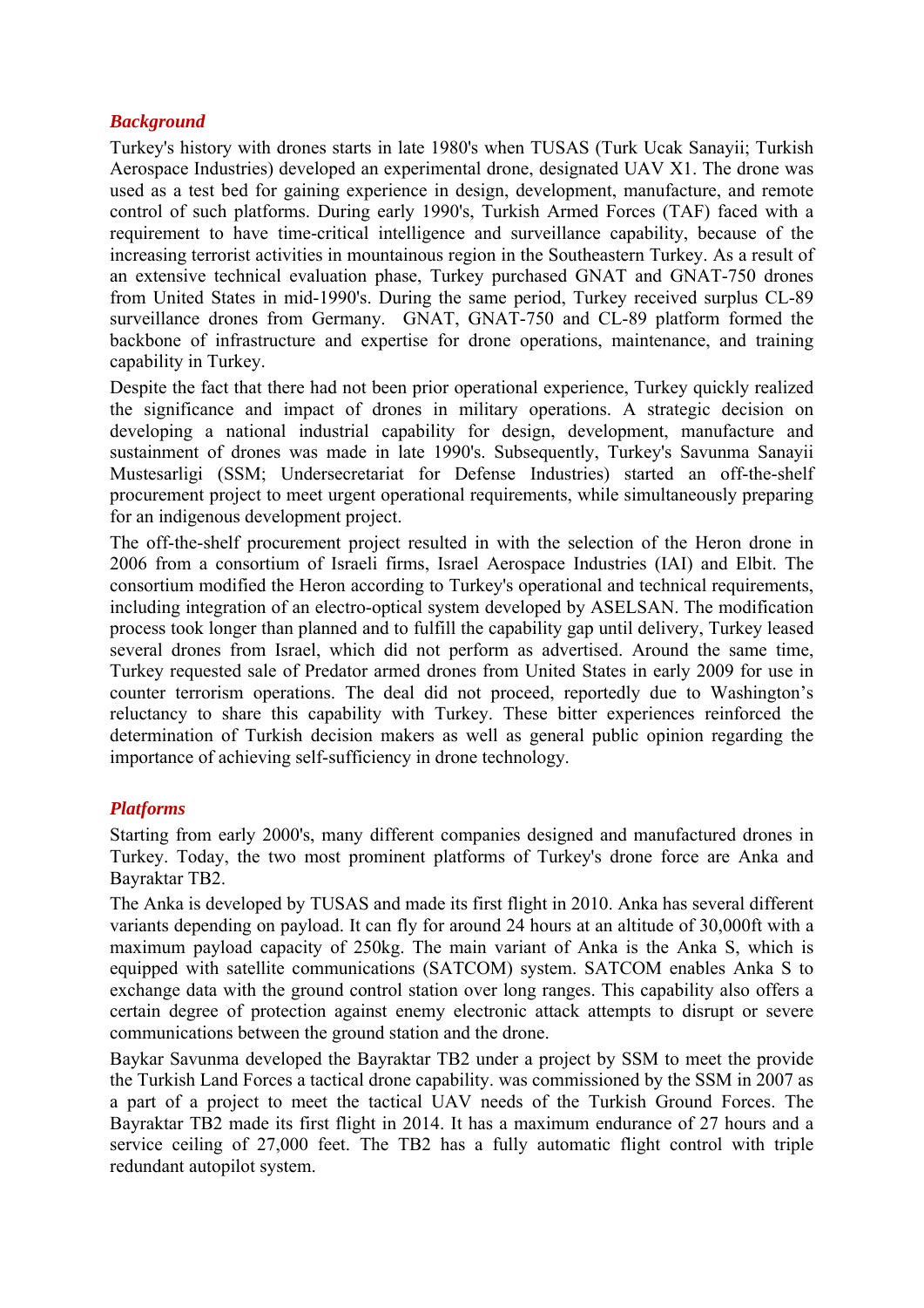### *Background*

Turkey's history with drones starts in late 1980's when TUSAS (Turk Ucak Sanayii; Turkish Aerospace Industries) developed an experimental drone, designated UAV X1. The drone was used as a test bed for gaining experience in design, development, manufacture, and remote control of such platforms. During early 1990's, Turkish Armed Forces (TAF) faced with a requirement to have time-critical intelligence and surveillance capability, because of the increasing terrorist activities in mountainous region in the Southeastern Turkey. As a result of an extensive technical evaluation phase, Turkey purchased GNAT and GNAT-750 drones from United States in mid-1990's. During the same period, Turkey received surplus CL-89 surveillance drones from Germany. GNAT, GNAT-750 and CL-89 platform formed the backbone of infrastructure and expertise for drone operations, maintenance, and training capability in Turkey.

Despite the fact that there had not been prior operational experience, Turkey quickly realized the significance and impact of drones in military operations. A strategic decision on developing a national industrial capability for design, development, manufacture and sustainment of drones was made in late 1990's. Subsequently, Turkey's Savunma Sanayii Mustesarligi (SSM; Undersecretariat for Defense Industries) started an off-the-shelf procurement project to meet urgent operational requirements, while simultaneously preparing for an indigenous development project.

The off-the-shelf procurement project resulted in with the selection of the Heron drone in 2006 from a consortium of Israeli firms, Israel Aerospace Industries (IAI) and Elbit. The consortium modified the Heron according to Turkey's operational and technical requirements, including integration of an electro-optical system developed by ASELSAN. The modification process took longer than planned and to fulfill the capability gap until delivery, Turkey leased several drones from Israel, which did not perform as advertised. Around the same time, Turkey requested sale of Predator armed drones from United States in early 2009 for use in counter terrorism operations. The deal did not proceed, reportedly due to Washington's reluctancy to share this capability with Turkey. These bitter experiences reinforced the determination of Turkish decision makers as well as general public opinion regarding the importance of achieving self-sufficiency in drone technology.

### *Platforms*

Starting from early 2000's, many different companies designed and manufactured drones in Turkey. Today, the two most prominent platforms of Turkey's drone force are Anka and Bayraktar TB2.

The Anka is developed by TUSAS and made its first flight in 2010. Anka has several different variants depending on payload. It can fly for around 24 hours at an altitude of 30,000ft with a maximum payload capacity of 250kg. The main variant of Anka is the Anka S, which is equipped with satellite communications (SATCOM) system. SATCOM enables Anka S to exchange data with the ground control station over long ranges. This capability also offers a certain degree of protection against enemy electronic attack attempts to disrupt or severe communications between the ground station and the drone.

Baykar Savunma developed the Bayraktar TB2 under a project by SSM to meet the provide the Turkish Land Forces a tactical drone capability. was commissioned by the SSM in 2007 as a part of a project to meet the tactical UAV needs of the Turkish Ground Forces. The Bayraktar TB2 made its first flight in 2014. It has a maximum endurance of 27 hours and a service ceiling of 27,000 feet. The TB2 has a fully automatic flight control with triple redundant autopilot system.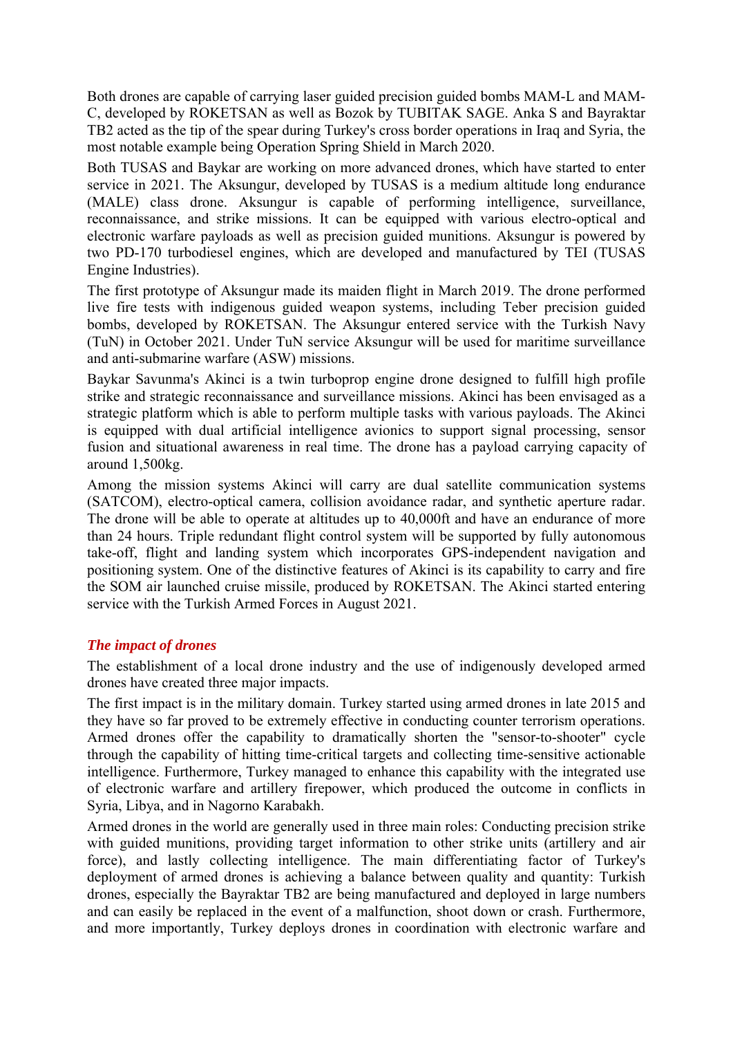Both drones are capable of carrying laser guided precision guided bombs MAM-L and MAM-C, developed by ROKETSAN as well as Bozok by TUBITAK SAGE. Anka S and Bayraktar TB2 acted as the tip of the spear during Turkey's cross border operations in Iraq and Syria, the most notable example being Operation Spring Shield in March 2020.

Both TUSAS and Baykar are working on more advanced drones, which have started to enter service in 2021. The Aksungur, developed by TUSAS is a medium altitude long endurance (MALE) class drone. Aksungur is capable of performing intelligence, surveillance, reconnaissance, and strike missions. It can be equipped with various electro-optical and electronic warfare payloads as well as precision guided munitions. Aksungur is powered by two PD-170 turbodiesel engines, which are developed and manufactured by TEI (TUSAS Engine Industries).

The first prototype of Aksungur made its maiden flight in March 2019. The drone performed live fire tests with indigenous guided weapon systems, including Teber precision guided bombs, developed by ROKETSAN. The Aksungur entered service with the Turkish Navy (TuN) in October 2021. Under TuN service Aksungur will be used for maritime surveillance and anti-submarine warfare (ASW) missions.

Baykar Savunma's Akinci is a twin turboprop engine drone designed to fulfill high profile strike and strategic reconnaissance and surveillance missions. Akinci has been envisaged as a strategic platform which is able to perform multiple tasks with various payloads. The Akinci is equipped with dual artificial intelligence avionics to support signal processing, sensor fusion and situational awareness in real time. The drone has a payload carrying capacity of around 1,500kg.

Among the mission systems Akinci will carry are dual satellite communication systems (SATCOM), electro-optical camera, collision avoidance radar, and synthetic aperture radar. The drone will be able to operate at altitudes up to 40,000ft and have an endurance of more than 24 hours. Triple redundant flight control system will be supported by fully autonomous take-off, flight and landing system which incorporates GPS-independent navigation and positioning system. One of the distinctive features of Akinci is its capability to carry and fire the SOM air launched cruise missile, produced by ROKETSAN. The Akinci started entering service with the Turkish Armed Forces in August 2021.

### *The impact of drones*

The establishment of a local drone industry and the use of indigenously developed armed drones have created three major impacts.

The first impact is in the military domain. Turkey started using armed drones in late 2015 and they have so far proved to be extremely effective in conducting counter terrorism operations. Armed drones offer the capability to dramatically shorten the "sensor-to-shooter" cycle through the capability of hitting time-critical targets and collecting time-sensitive actionable intelligence. Furthermore, Turkey managed to enhance this capability with the integrated use of electronic warfare and artillery firepower, which produced the outcome in conflicts in Syria, Libya, and in Nagorno Karabakh.

Armed drones in the world are generally used in three main roles: Conducting precision strike with guided munitions, providing target information to other strike units (artillery and air force), and lastly collecting intelligence. The main differentiating factor of Turkey's deployment of armed drones is achieving a balance between quality and quantity: Turkish drones, especially the Bayraktar TB2 are being manufactured and deployed in large numbers and can easily be replaced in the event of a malfunction, shoot down or crash. Furthermore, and more importantly, Turkey deploys drones in coordination with electronic warfare and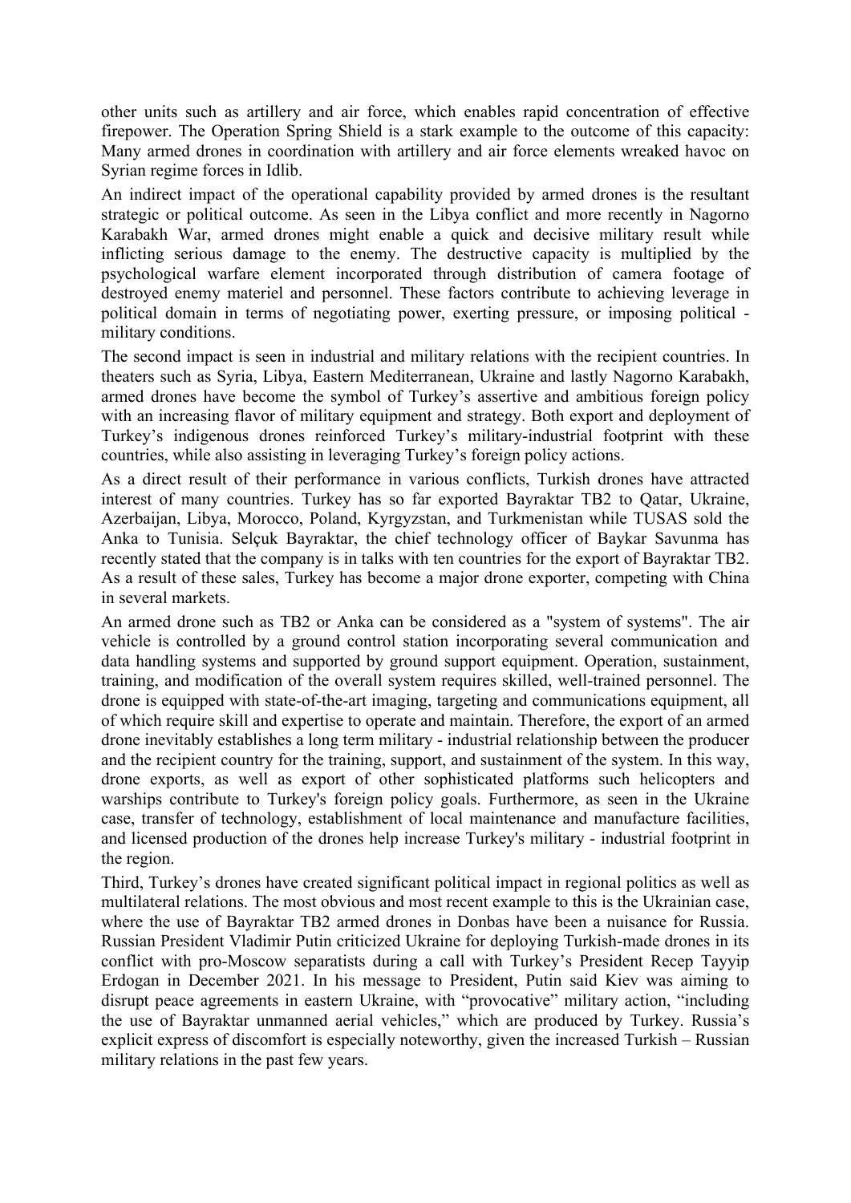other units such as artillery and air force, which enables rapid concentration of effective firepower. The Operation Spring Shield is a stark example to the outcome of this capacity: Many armed drones in coordination with artillery and air force elements wreaked havoc on Syrian regime forces in Idlib.

An indirect impact of the operational capability provided by armed drones is the resultant strategic or political outcome. As seen in the Libya conflict and more recently in Nagorno Karabakh War, armed drones might enable a quick and decisive military result while inflicting serious damage to the enemy. The destructive capacity is multiplied by the psychological warfare element incorporated through distribution of camera footage of destroyed enemy materiel and personnel. These factors contribute to achieving leverage in political domain in terms of negotiating power, exerting pressure, or imposing political - military conditions.

The second impact is seen in industrial and military relations with the recipient countries. In theaters such as Syria, Libya, Eastern Mediterranean, Ukraine and lastly Nagorno Karabakh, armed drones have become the symbol of Turkey's assertive and ambitious foreign policy with an increasing flavor of military equipment and strategy. Both export and deployment of Turkey's indigenous drones reinforced Turkey's military-industrial footprint with these countries, while also assisting in leveraging Turkey's foreign policy actions.

As a direct result of their performance in various conflicts, Turkish drones have attracted interest of many countries. Turkey has so far exported Bayraktar TB2 to Qatar, Ukraine, Azerbaijan, Libya, Morocco, Poland, Kyrgyzstan, and Turkmenistan while TUSAS sold the Anka to Tunisia. Selçuk Bayraktar, the chief technology officer of Baykar Savunma has recently stated that the company is in talks with ten countries for the export of Bayraktar TB2. As a result of these sales, Turkey has become a major drone exporter, competing with China in several markets.

An armed drone such as TB2 or Anka can be considered as a "system of systems". The air vehicle is controlled by a ground control station incorporating several communication and data handling systems and supported by ground support equipment. Operation, sustainment, training, and modification of the overall system requires skilled, well-trained personnel. The drone is equipped with state-of-the-art imaging, targeting and communications equipment, all of which require skill and expertise to operate and maintain. Therefore, the export of an armed drone inevitably establishes a long term military - industrial relationship between the producer and the recipient country for the training, support, and sustainment of the system. In this way, drone exports, as well as export of other sophisticated platforms such helicopters and warships contribute to Turkey's foreign policy goals. Furthermore, as seen in the Ukraine case, transfer of technology, establishment of local maintenance and manufacture facilities, and licensed production of the drones help increase Turkey's military - industrial footprint in the region.

Third, Turkey's drones have created significant political impact in regional politics as well as multilateral relations. The most obvious and most recent example to this is the Ukrainian case, where the use of Bayraktar TB2 armed drones in Donbas have been a nuisance for Russia. Russian President Vladimir Putin criticized Ukraine for deploying Turkish-made drones in its conflict with pro-Moscow separatists during a call with Turkey's President Recep Tayyip Erdogan in December 2021. In his message to President, Putin said Kiev was aiming to disrupt peace agreements in eastern Ukraine, with "provocative" military action, "including the use of Bayraktar unmanned aerial vehicles," which are produced by Turkey. Russia's explicit express of discomfort is especially noteworthy, given the increased Turkish – Russian military relations in the past few years.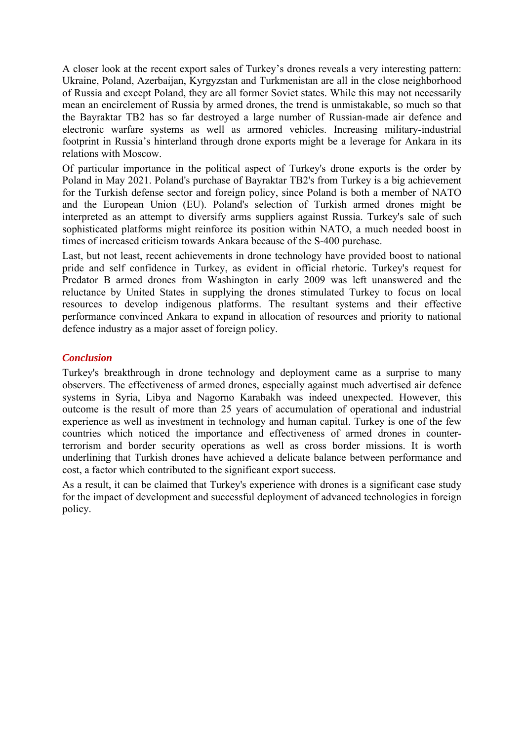A closer look at the recent export sales of Turkey's drones reveals a very interesting pattern: Ukraine, Poland, Azerbaijan, Kyrgyzstan and Turkmenistan are all in the close neighborhood of Russia and except Poland, they are all former Soviet states. While this may not necessarily mean an encirclement of Russia by armed drones, the trend is unmistakable, so much so that the Bayraktar TB2 has so far destroyed a large number of Russian-made air defence and electronic warfare systems as well as armored vehicles. Increasing military-industrial footprint in Russia's hinterland through drone exports might be a leverage for Ankara in its relations with Moscow.

Of particular importance in the political aspect of Turkey's drone exports is the order by Poland in May 2021. Poland's purchase of Bayraktar TB2's from Turkey is a big achievement for the Turkish defense sector and foreign policy, since Poland is both a member of NATO and the European Union (EU). Poland's selection of Turkish armed drones might be interpreted as an attempt to diversify arms suppliers against Russia. Turkey's sale of such sophisticated platforms might reinforce its position within NATO, a much needed boost in times of increased criticism towards Ankara because of the S-400 purchase.

Last, but not least, recent achievements in drone technology have provided boost to national pride and self confidence in Turkey, as evident in official rhetoric. Turkey's request for Predator B armed drones from Washington in early 2009 was left unanswered and the reluctance by United States in supplying the drones stimulated Turkey to focus on local resources to develop indigenous platforms. The resultant systems and their effective performance convinced Ankara to expand in allocation of resources and priority to national defence industry as a major asset of foreign policy.

## *Conclusion*

Turkey's breakthrough in drone technology and deployment came as a surprise to many observers. The effectiveness of armed drones, especially against much advertised air defence systems in Syria, Libya and Nagorno Karabakh was indeed unexpected. However, this outcome is the result of more than 25 years of accumulation of operational and industrial experience as well as investment in technology and human capital. Turkey is one of the few countries which noticed the importance and effectiveness of armed drones in counter-terrorism and border security operations as well as cross border missions. It is worth underlining that Turkish drones have achieved a delicate balance between performance and cost, a factor which contributed to the significant export success.

As a result, it can be claimed that Turkey's experience with drones is a significant case study for the impact of development and successful deployment of advanced technologies in foreign policy.